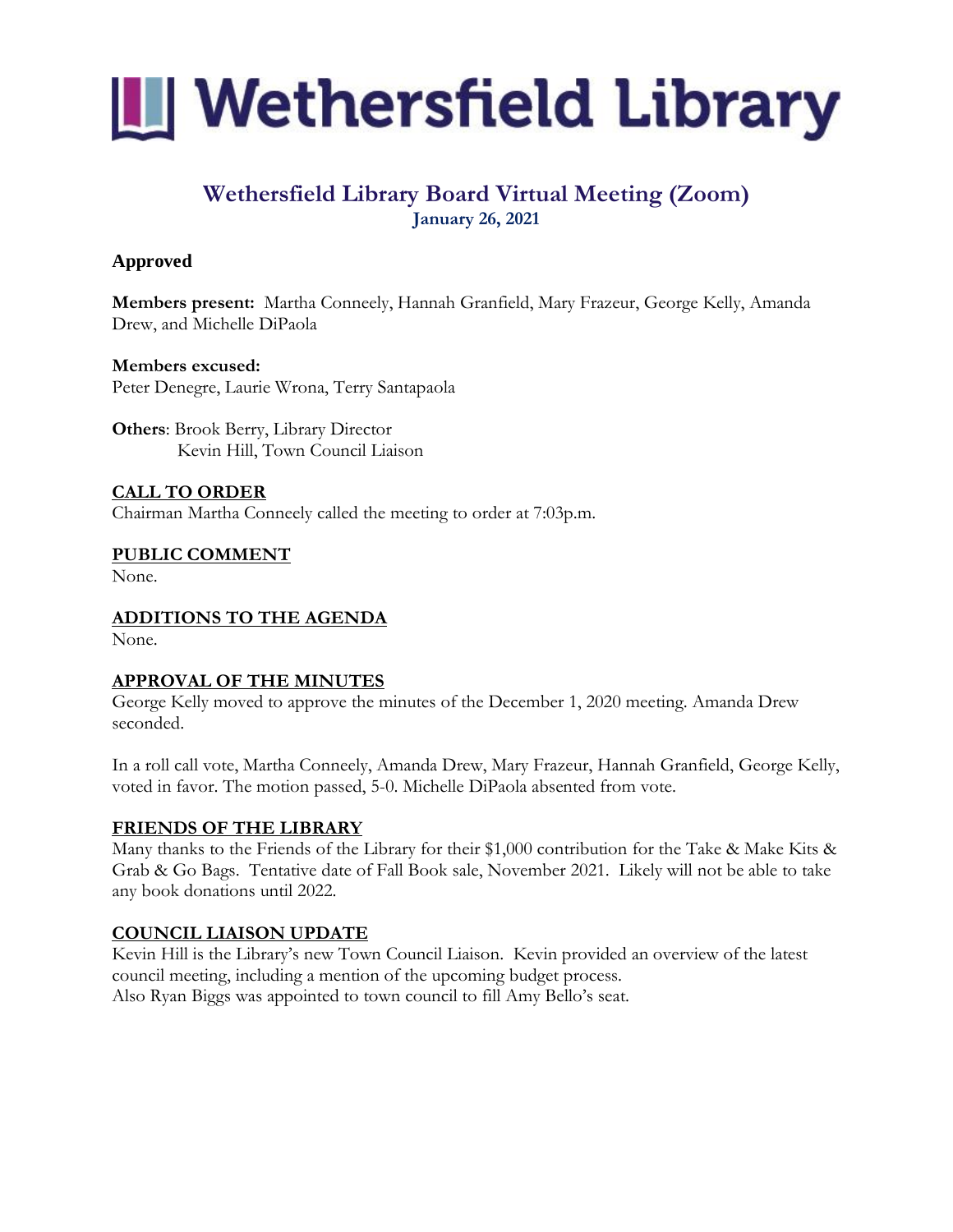# Wethersfield Library

## Wethersfield Library Board Virtual Meeting (Zoom)

### January 26, 2021

**Approved**

**Members present:** Martha Conneely, Hannah Granfield, Mary Frazeur, George Kelly, Amanda Drew, and Michelle DiPaola

**Members excused:**
Peter Denegre, Laurie Wrona, Terry Santapaola

**Others**: Brook Berry, Library Director
Kevin Hill, Town Council Liaison

**CALL TO ORDER**

Chairman Martha Conneely called the meeting to order at 7:03p.m.

**PUBLIC COMMENT**

None.

**ADDITIONS TO THE AGENDA**

None.

**APPROVAL OF THE MINUTES**

George Kelly moved to approve the minutes of the December 1, 2020 meeting. Amanda Drew seconded.

In a roll call vote, Martha Conneely, Amanda Drew, Mary Frazeur, Hannah Granfield, George Kelly, voted in favor. The motion passed, 5-0. Michelle DiPaola absented from vote.

**FRIENDS OF THE LIBRARY**

Many thanks to the Friends of the Library for their $1,000 contribution for the Take & Make Kits & Grab & Go Bags. Tentative date of Fall Book sale, November 2021. Likely will not be able to take any book donations until 2022.

**COUNCIL LIAISON UPDATE**

Kevin Hill is the Library's new Town Council Liaison. Kevin provided an overview of the latest council meeting, including a mention of the upcoming budget process.
Also Ryan Biggs was appointed to town council to fill Amy Bello's seat.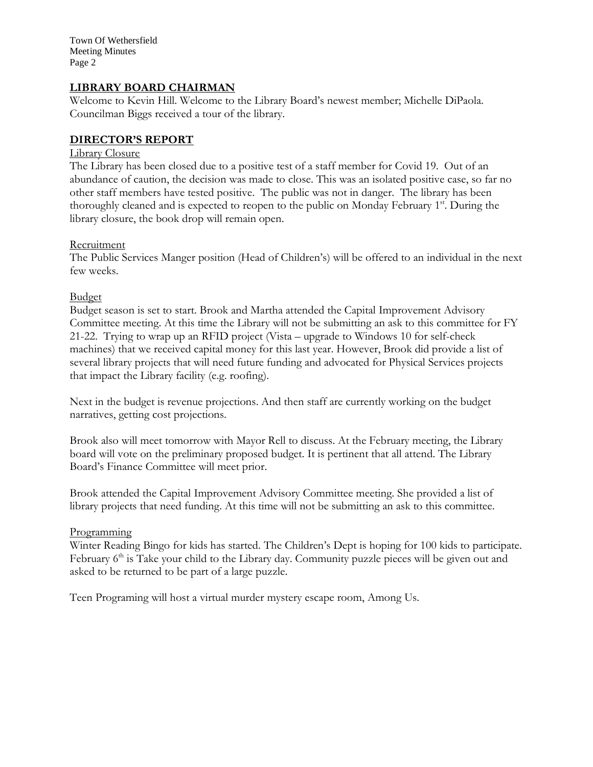## LIBRARY BOARD CHAIRMAN

Welcome to Kevin Hill. Welcome to the Library Board's newest member; Michelle DiPaola. Councilman Biggs received a tour of the library.

## DIRECTOR'S REPORT

### Library Closure

The Library has been closed due to a positive test of a staff member for Covid 19. Out of an abundance of caution, the decision was made to close. This was an isolated positive case, so far no other staff members have tested positive. The public was not in danger. The library has been thoroughly cleaned and is expected to reopen to the public on Monday February 1st. During the library closure, the book drop will remain open.

### Recruitment

The Public Services Manger position (Head of Children's) will be offered to an individual in the next few weeks.

### Budget

Budget season is set to start. Brook and Martha attended the Capital Improvement Advisory Committee meeting. At this time the Library will not be submitting an ask to this committee for FY 21-22. Trying to wrap up an RFID project (Vista – upgrade to Windows 10 for self-check machines) that we received capital money for this last year. However, Brook did provide a list of several library projects that will need future funding and advocated for Physical Services projects that impact the Library facility (e.g. roofing).

Next in the budget is revenue projections. And then staff are currently working on the budget narratives, getting cost projections.

Brook also will meet tomorrow with Mayor Rell to discuss. At the February meeting, the Library board will vote on the preliminary proposed budget. It is pertinent that all attend. The Library Board's Finance Committee will meet prior.

Brook attended the Capital Improvement Advisory Committee meeting. She provided a list of library projects that need funding. At this time will not be submitting an ask to this committee.

### Programming

Winter Reading Bingo for kids has started. The Children's Dept is hoping for 100 kids to participate. February 6th is Take your child to the Library day. Community puzzle pieces will be given out and asked to be returned to be part of a large puzzle.

Teen Programing will host a virtual murder mystery escape room, Among Us.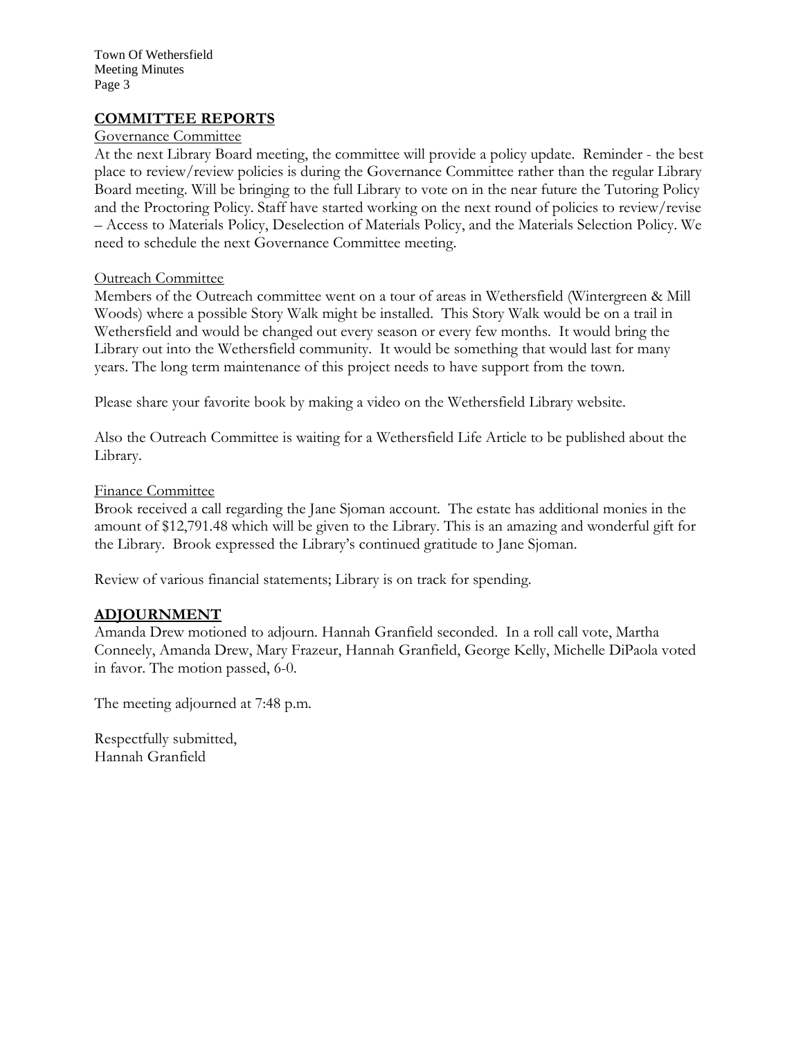## COMMITTEE REPORTS

Governance Committee

At the next Library Board meeting, the committee will provide a policy update. Reminder - the best place to review/review policies is during the Governance Committee rather than the regular Library Board meeting. Will be bringing to the full Library to vote on in the near future the Tutoring Policy and the Proctoring Policy. Staff have started working on the next round of policies to review/revise – Access to Materials Policy, Deselection of Materials Policy, and the Materials Selection Policy. We need to schedule the next Governance Committee meeting.

Outreach Committee

Members of the Outreach committee went on a tour of areas in Wethersfield (Wintergreen & Mill Woods) where a possible Story Walk might be installed. This Story Walk would be on a trail in Wethersfield and would be changed out every season or every few months. It would bring the Library out into the Wethersfield community. It would be something that would last for many years. The long term maintenance of this project needs to have support from the town.

Please share your favorite book by making a video on the Wethersfield Library website.

Also the Outreach Committee is waiting for a Wethersfield Life Article to be published about the Library.

Finance Committee

Brook received a call regarding the Jane Sjoman account. The estate has additional monies in the amount of $12,791.48 which will be given to the Library. This is an amazing and wonderful gift for the Library. Brook expressed the Library's continued gratitude to Jane Sjoman.

Review of various financial statements; Library is on track for spending.

## ADJOURNMENT

Amanda Drew motioned to adjourn. Hannah Granfield seconded. In a roll call vote, Martha Conneely, Amanda Drew, Mary Frazeur, Hannah Granfield, George Kelly, Michelle DiPaola voted in favor. The motion passed, 6-0.

The meeting adjourned at 7:48 p.m.

Respectfully submitted,
Hannah Granfield